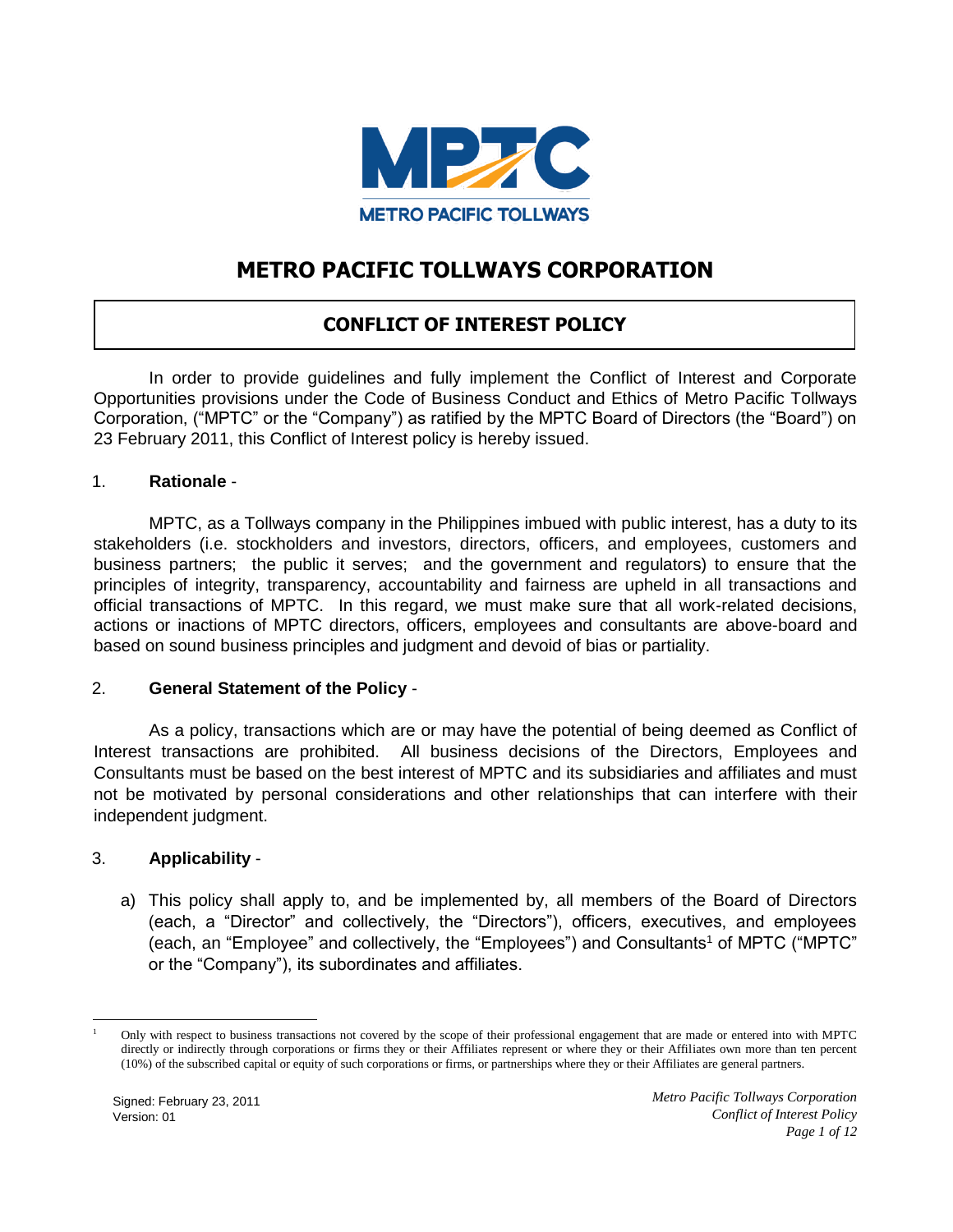# METRO PACIFIC TOLLWAYS CORPORATION

## CONFLICT OF INTEREST POLICY

In order to provide guidelines and fully implement the Conflict of Interest and Corporate Opportunities provisions under the Code of Business Conduct and Ethics of Metro Pacific Tollways Corporation, ("MPTC" or the "Company") as ratified by the MPTC Board of Directors (the "Board") on 23 February 2011, this Conflict of Interest policy is hereby issued.

1. **Rationale** -

MPTC, as a Tollways company in the Philippines imbued with public interest, has a duty to its stakeholders (i.e. stockholders and investors, directors, officers, and employees, customers and business partners; the public it serves; and the government and regulators) to ensure that the principles of integrity, transparency, accountability and fairness are upheld in all transactions and official transactions of MPTC. In this regard, we must make sure that all work-related decisions, actions or inactions of MPTC directors, officers, employees and consultants are above-board and based on sound business principles and judgment and devoid of bias or partiality.

2. **General Statement of the Policy** -

As a policy, transactions which are or may have the potential of being deemed as Conflict of Interest transactions are prohibited. All business decisions of the Directors, Employees and Consultants must be based on the best interest of MPTC and its subsidiaries and affiliates and must not be motivated by personal considerations and other relationships that can interfere with their independent judgment.

3. **Applicability** -

a) This policy shall apply to, and be implemented by, all members of the Board of Directors (each, a "Director" and collectively, the "Directors"), officers, executives, and employees (each, an "Employee" and collectively, the "Employees") and Consultants[1] of MPTC ("MPTC" or the "Company"), its subordinates and affiliates.

---

[1] Only with respect to business transactions not covered by the scope of their professional engagement that are made or entered into with MPTC directly or indirectly through corporations or firms they or their Affiliates represent or where they or their Affiliates own more than ten percent (10%) of the subscribed capital or equity of such corporations or firms, or partnerships where they or their Affiliates are general partners.

Signed: February 23, 2011
Version: 01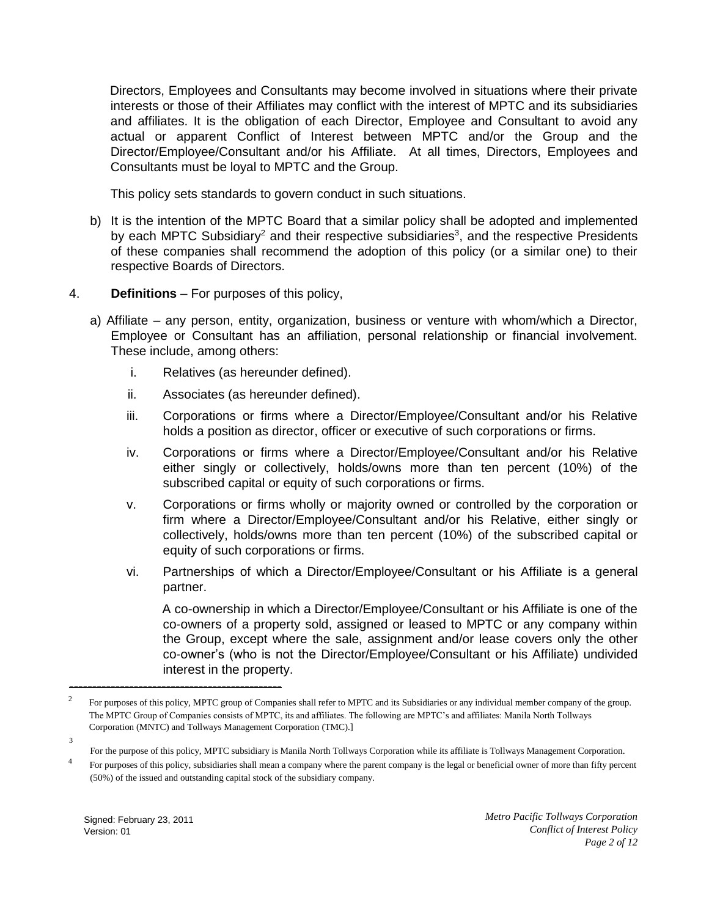Directors, Employees and Consultants may become involved in situations where their private interests or those of their Affiliates may conflict with the interest of MPTC and its subsidiaries and affiliates. It is the obligation of each Director, Employee and Consultant to avoid any actual or apparent Conflict of Interest between MPTC and/or the Group and the Director/Employee/Consultant and/or his Affiliate. At all times, Directors, Employees and Consultants must be loyal to MPTC and the Group.

This policy sets standards to govern conduct in such situations.

b) It is the intention of the MPTC Board that a similar policy shall be adopted and implemented by each MPTC Subsidiary[2] and their respective subsidiaries[3], and the respective Presidents of these companies shall recommend the adoption of this policy (or a similar one) to their respective Boards of Directors.

4. **Definitions** – For purposes of this policy,

a) Affiliate – any person, entity, organization, business or venture with whom/which a Director, Employee or Consultant has an affiliation, personal relationship or financial involvement. These include, among others:

i. Relatives (as hereunder defined).

ii. Associates (as hereunder defined).

iii. Corporations or firms where a Director/Employee/Consultant and/or his Relative holds a position as director, officer or executive of such corporations or firms.

iv. Corporations or firms where a Director/Employee/Consultant and/or his Relative either singly or collectively, holds/owns more than ten percent (10%) of the subscribed capital or equity of such corporations or firms.

v. Corporations or firms wholly or majority owned or controlled by the corporation or firm where a Director/Employee/Consultant and/or his Relative, either singly or collectively, holds/owns more than ten percent (10%) of the subscribed capital or equity of such corporations or firms.

vi. Partnerships of which a Director/Employee/Consultant or his Affiliate is a general partner.

A co-ownership in which a Director/Employee/Consultant or his Affiliate is one of the co-owners of a property sold, assigned or leased to MPTC or any company within the Group, except where the sale, assignment and/or lease covers only the other co-owner's (who is not the Director/Employee/Consultant or his Affiliate) undivided interest in the property.

---

[2] For purposes of this policy, MPTC group of Companies shall refer to MPTC and its Subsidiaries or any individual member company of the group. The MPTC Group of Companies consists of MPTC, its and affiliates. The following are MPTC's and affiliates: Manila North Tollways Corporation (MNTC) and Tollways Management Corporation (TMC).]

[3] For the purpose of this policy, MPTC subsidiary is Manila North Tollways Corporation while its affiliate is Tollways Management Corporation.

[4] For purposes of this policy, subsidiaries shall mean a company where the parent company is the legal or beneficial owner of more than fifty percent (50%) of the issued and outstanding capital stock of the subsidiary company.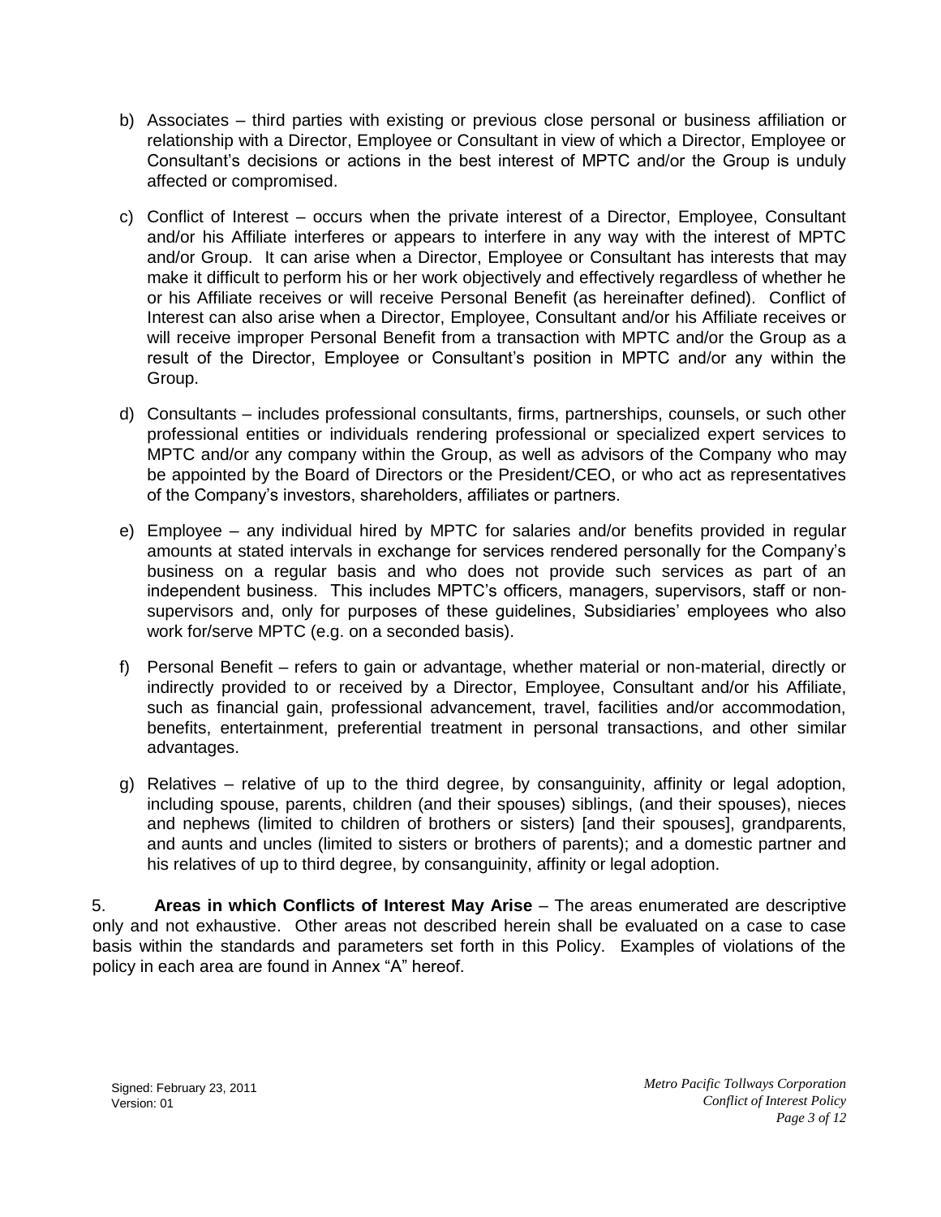b) Associates – third parties with existing or previous close personal or business affiliation or relationship with a Director, Employee or Consultant in view of which a Director, Employee or Consultant's decisions or actions in the best interest of MPTC and/or the Group is unduly affected or compromised.

c) Conflict of Interest – occurs when the private interest of a Director, Employee, Consultant and/or his Affiliate interferes or appears to interfere in any way with the interest of MPTC and/or Group. It can arise when a Director, Employee or Consultant has interests that may make it difficult to perform his or her work objectively and effectively regardless of whether he or his Affiliate receives or will receive Personal Benefit (as hereinafter defined). Conflict of Interest can also arise when a Director, Employee, Consultant and/or his Affiliate receives or will receive improper Personal Benefit from a transaction with MPTC and/or the Group as a result of the Director, Employee or Consultant's position in MPTC and/or any within the Group.

d) Consultants – includes professional consultants, firms, partnerships, counsels, or such other professional entities or individuals rendering professional or specialized expert services to MPTC and/or any company within the Group, as well as advisors of the Company who may be appointed by the Board of Directors or the President/CEO, or who act as representatives of the Company's investors, shareholders, affiliates or partners.

e) Employee – any individual hired by MPTC for salaries and/or benefits provided in regular amounts at stated intervals in exchange for services rendered personally for the Company's business on a regular basis and who does not provide such services as part of an independent business. This includes MPTC's officers, managers, supervisors, staff or non-supervisors and, only for purposes of these guidelines, Subsidiaries' employees who also work for/serve MPTC (e.g. on a seconded basis).

f) Personal Benefit – refers to gain or advantage, whether material or non-material, directly or indirectly provided to or received by a Director, Employee, Consultant and/or his Affiliate, such as financial gain, professional advancement, travel, facilities and/or accommodation, benefits, entertainment, preferential treatment in personal transactions, and other similar advantages.

g) Relatives – relative of up to the third degree, by consanguinity, affinity or legal adoption, including spouse, parents, children (and their spouses) siblings, (and their spouses), nieces and nephews (limited to children of brothers or sisters) [and their spouses], grandparents, and aunts and uncles (limited to sisters or brothers of parents); and a domestic partner and his relatives of up to third degree, by consanguinity, affinity or legal adoption.

5. **Areas in which Conflicts of Interest May Arise** – The areas enumerated are descriptive only and not exhaustive. Other areas not described herein shall be evaluated on a case to case basis within the standards and parameters set forth in this Policy. Examples of violations of the policy in each area are found in Annex "A" hereof.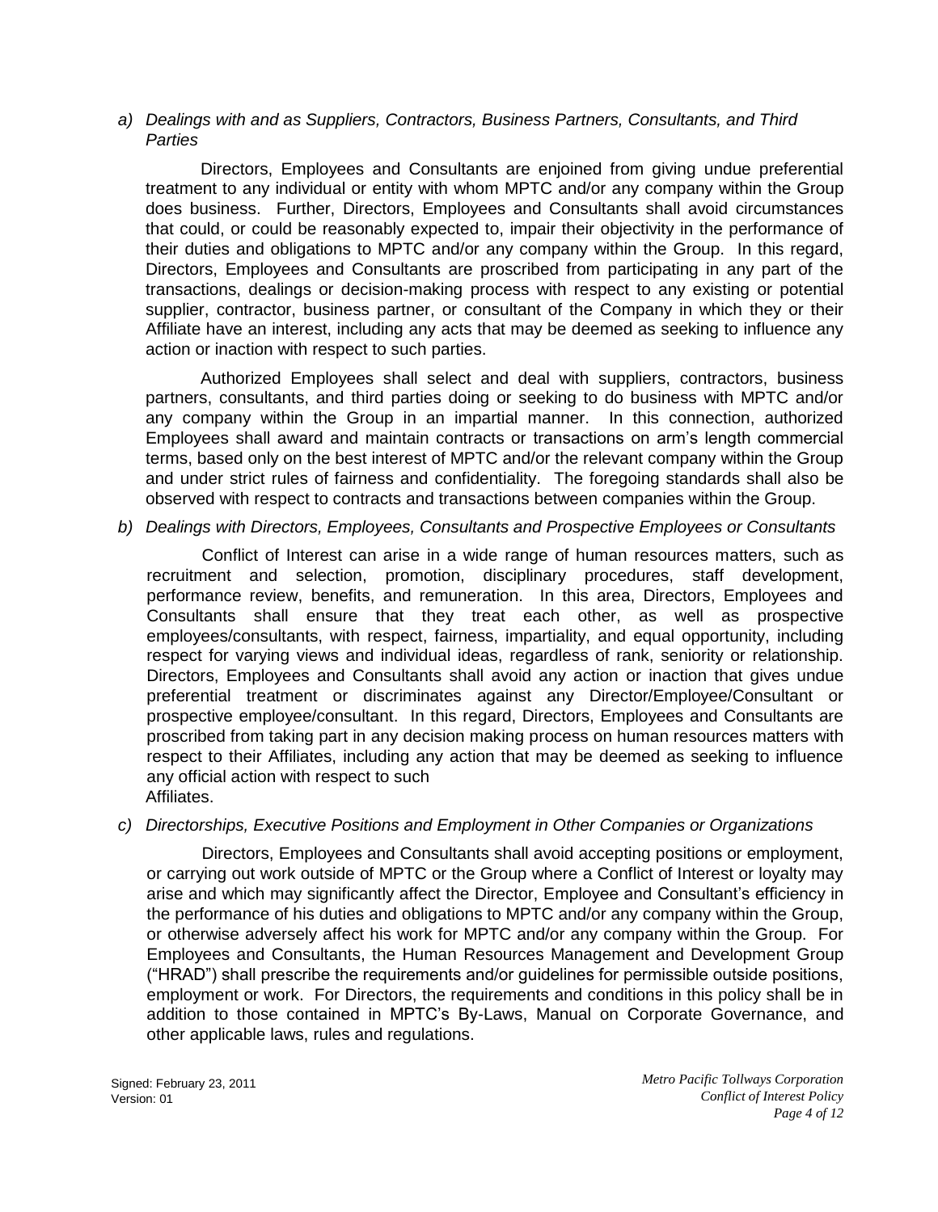*a) Dealings with and as Suppliers, Contractors, Business Partners, Consultants, and Third Parties*

Directors, Employees and Consultants are enjoined from giving undue preferential treatment to any individual or entity with whom MPTC and/or any company within the Group does business. Further, Directors, Employees and Consultants shall avoid circumstances that could, or could be reasonably expected to, impair their objectivity in the performance of their duties and obligations to MPTC and/or any company within the Group. In this regard, Directors, Employees and Consultants are proscribed from participating in any part of the transactions, dealings or decision-making process with respect to any existing or potential supplier, contractor, business partner, or consultant of the Company in which they or their Affiliate have an interest, including any acts that may be deemed as seeking to influence any action or inaction with respect to such parties.

Authorized Employees shall select and deal with suppliers, contractors, business partners, consultants, and third parties doing or seeking to do business with MPTC and/or any company within the Group in an impartial manner. In this connection, authorized Employees shall award and maintain contracts or transactions on arm's length commercial terms, based only on the best interest of MPTC and/or the relevant company within the Group and under strict rules of fairness and confidentiality. The foregoing standards shall also be observed with respect to contracts and transactions between companies within the Group.

*b) Dealings with Directors, Employees, Consultants and Prospective Employees or Consultants*

Conflict of Interest can arise in a wide range of human resources matters, such as recruitment and selection, promotion, disciplinary procedures, staff development, performance review, benefits, and remuneration. In this area, Directors, Employees and Consultants shall ensure that they treat each other, as well as prospective employees/consultants, with respect, fairness, impartiality, and equal opportunity, including respect for varying views and individual ideas, regardless of rank, seniority or relationship. Directors, Employees and Consultants shall avoid any action or inaction that gives undue preferential treatment or discriminates against any Director/Employee/Consultant or prospective employee/consultant. In this regard, Directors, Employees and Consultants are proscribed from taking part in any decision making process on human resources matters with respect to their Affiliates, including any action that may be deemed as seeking to influence any official action with respect to such Affiliates.

*c) Directorships, Executive Positions and Employment in Other Companies or Organizations*

Directors, Employees and Consultants shall avoid accepting positions or employment, or carrying out work outside of MPTC or the Group where a Conflict of Interest or loyalty may arise and which may significantly affect the Director, Employee and Consultant's efficiency in the performance of his duties and obligations to MPTC and/or any company within the Group, or otherwise adversely affect his work for MPTC and/or any company within the Group. For Employees and Consultants, the Human Resources Management and Development Group ("HRAD") shall prescribe the requirements and/or guidelines for permissible outside positions, employment or work. For Directors, the requirements and conditions in this policy shall be in addition to those contained in MPTC's By-Laws, Manual on Corporate Governance, and other applicable laws, rules and regulations.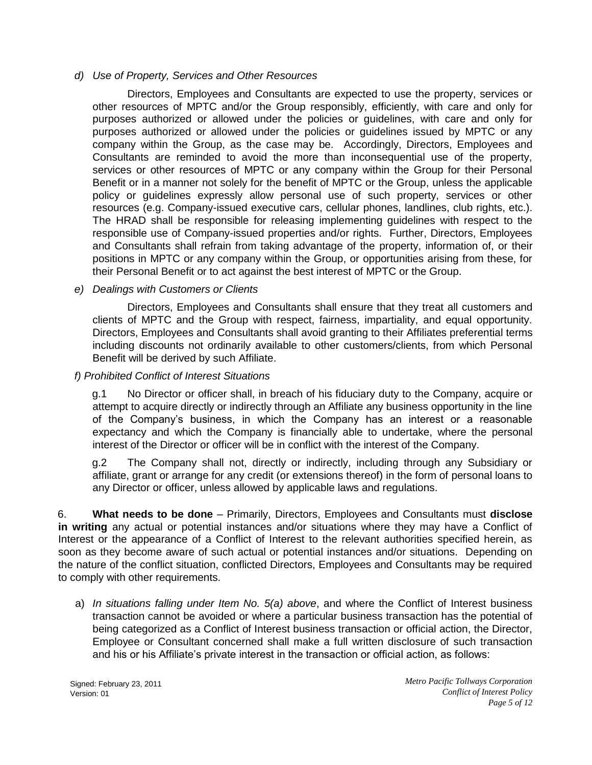*d) Use of Property, Services and Other Resources*

Directors, Employees and Consultants are expected to use the property, services or other resources of MPTC and/or the Group responsibly, efficiently, with care and only for purposes authorized or allowed under the policies or guidelines, with care and only for purposes authorized or allowed under the policies or guidelines issued by MPTC or any company within the Group, as the case may be. Accordingly, Directors, Employees and Consultants are reminded to avoid the more than inconsequential use of the property, services or other resources of MPTC or any company within the Group for their Personal Benefit or in a manner not solely for the benefit of MPTC or the Group, unless the applicable policy or guidelines expressly allow personal use of such property, services or other resources (e.g. Company-issued executive cars, cellular phones, landlines, club rights, etc.). The HRAD shall be responsible for releasing implementing guidelines with respect to the responsible use of Company-issued properties and/or rights. Further, Directors, Employees and Consultants shall refrain from taking advantage of the property, information of, or their positions in MPTC or any company within the Group, or opportunities arising from these, for their Personal Benefit or to act against the best interest of MPTC or the Group.

*e) Dealings with Customers or Clients*

Directors, Employees and Consultants shall ensure that they treat all customers and clients of MPTC and the Group with respect, fairness, impartiality, and equal opportunity. Directors, Employees and Consultants shall avoid granting to their Affiliates preferential terms including discounts not ordinarily available to other customers/clients, from which Personal Benefit will be derived by such Affiliate.

*f) Prohibited Conflict of Interest Situations*

g.1 No Director or officer shall, in breach of his fiduciary duty to the Company, acquire or attempt to acquire directly or indirectly through an Affiliate any business opportunity in the line of the Company's business, in which the Company has an interest or a reasonable expectancy and which the Company is financially able to undertake, where the personal interest of the Director or officer will be in conflict with the interest of the Company.

g.2 The Company shall not, directly or indirectly, including through any Subsidiary or affiliate, grant or arrange for any credit (or extensions thereof) in the form of personal loans to any Director or officer, unless allowed by applicable laws and regulations.

6. **What needs to be done** – Primarily, Directors, Employees and Consultants must **disclose in writing** any actual or potential instances and/or situations where they may have a Conflict of Interest or the appearance of a Conflict of Interest to the relevant authorities specified herein, as soon as they become aware of such actual or potential instances and/or situations. Depending on the nature of the conflict situation, conflicted Directors, Employees and Consultants may be required to comply with other requirements.

a) *In situations falling under Item No. 5(a) above*, and where the Conflict of Interest business transaction cannot be avoided or where a particular business transaction has the potential of being categorized as a Conflict of Interest business transaction or official action, the Director, Employee or Consultant concerned shall make a full written disclosure of such transaction and his or his Affiliate's private interest in the transaction or official action, as follows: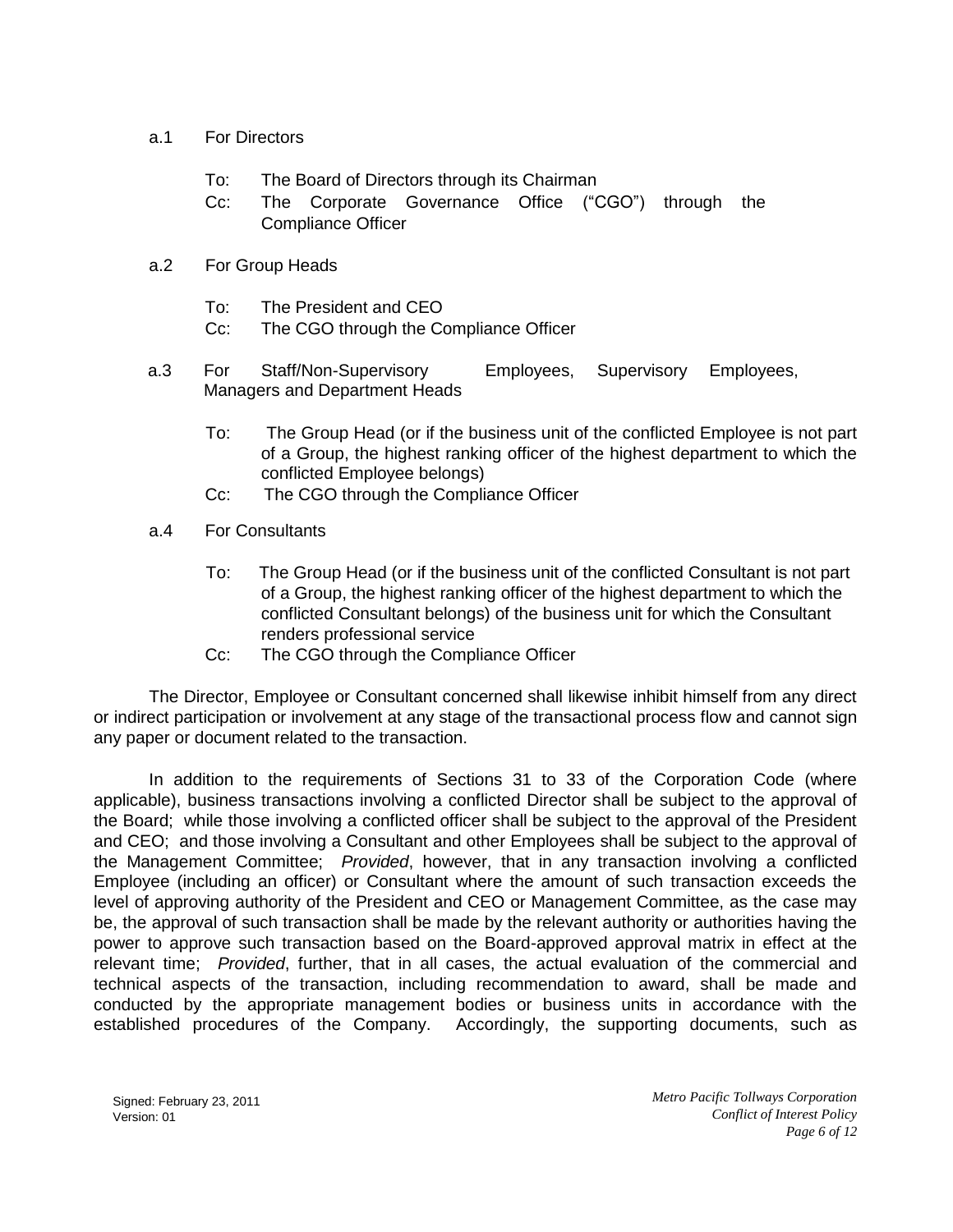a.1 For Directors

To: The Board of Directors through its Chairman
Cc: The Corporate Governance Office ("CGO") through the Compliance Officer

a.2 For Group Heads

To: The President and CEO
Cc: The CGO through the Compliance Officer

a.3 For Staff/Non-Supervisory Employees, Supervisory Employees, Managers and Department Heads

To: The Group Head (or if the business unit of the conflicted Employee is not part of a Group, the highest ranking officer of the highest department to which the conflicted Employee belongs)
Cc: The CGO through the Compliance Officer

a.4 For Consultants

To: The Group Head (or if the business unit of the conflicted Consultant is not part of a Group, the highest ranking officer of the highest department to which the conflicted Consultant belongs) of the business unit for which the Consultant renders professional service
Cc: The CGO through the Compliance Officer

The Director, Employee or Consultant concerned shall likewise inhibit himself from any direct or indirect participation or involvement at any stage of the transactional process flow and cannot sign any paper or document related to the transaction.

In addition to the requirements of Sections 31 to 33 of the Corporation Code (where applicable), business transactions involving a conflicted Director shall be subject to the approval of the Board; while those involving a conflicted officer shall be subject to the approval of the President and CEO; and those involving a Consultant and other Employees shall be subject to the approval of the Management Committee; *Provided*, however, that in any transaction involving a conflicted Employee (including an officer) or Consultant where the amount of such transaction exceeds the level of approving authority of the President and CEO or Management Committee, as the case may be, the approval of such transaction shall be made by the relevant authority or authorities having the power to approve such transaction based on the Board-approved approval matrix in effect at the relevant time; *Provided*, further, that in all cases, the actual evaluation of the commercial and technical aspects of the transaction, including recommendation to award, shall be made and conducted by the appropriate management bodies or business units in accordance with the established procedures of the Company. Accordingly, the supporting documents, such as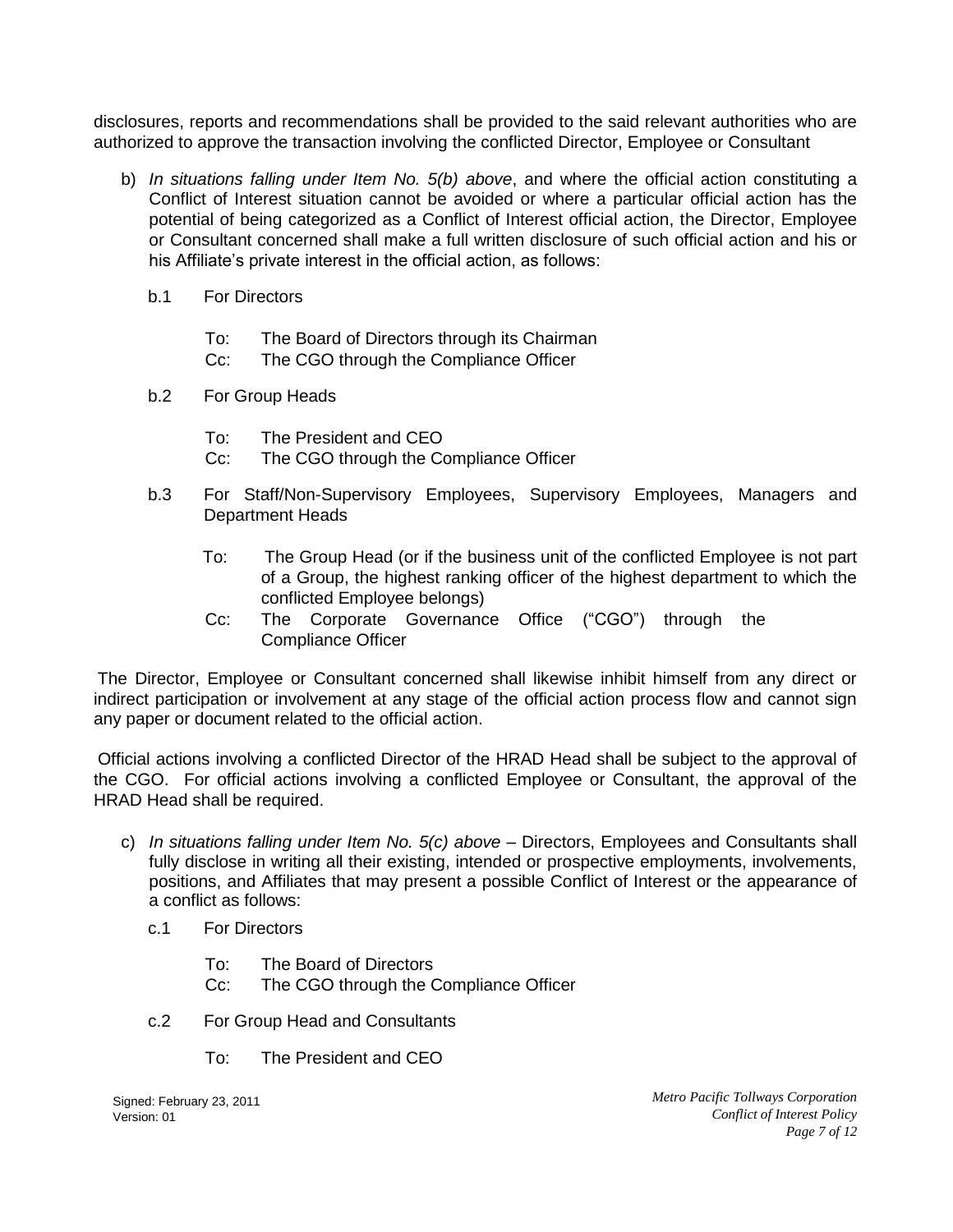disclosures, reports and recommendations shall be provided to the said relevant authorities who are authorized to approve the transaction involving the conflicted Director, Employee or Consultant

b) *In situations falling under Item No. 5(b) above*, and where the official action constituting a Conflict of Interest situation cannot be avoided or where a particular official action has the potential of being categorized as a Conflict of Interest official action, the Director, Employee or Consultant concerned shall make a full written disclosure of such official action and his or his Affiliate's private interest in the official action, as follows:

b.1 For Directors

To: The Board of Directors through its Chairman
Cc: The CGO through the Compliance Officer

b.2 For Group Heads

To: The President and CEO
Cc: The CGO through the Compliance Officer

b.3 For Staff/Non-Supervisory Employees, Supervisory Employees, Managers and Department Heads

To: The Group Head (or if the business unit of the conflicted Employee is not part of a Group, the highest ranking officer of the highest department to which the conflicted Employee belongs)
Cc: The Corporate Governance Office ("CGO") through the Compliance Officer

The Director, Employee or Consultant concerned shall likewise inhibit himself from any direct or indirect participation or involvement at any stage of the official action process flow and cannot sign any paper or document related to the official action.

Official actions involving a conflicted Director of the HRAD Head shall be subject to the approval of the CGO. For official actions involving a conflicted Employee or Consultant, the approval of the HRAD Head shall be required.

c) *In situations falling under Item No. 5(c) above* – Directors, Employees and Consultants shall fully disclose in writing all their existing, intended or prospective employments, involvements, positions, and Affiliates that may present a possible Conflict of Interest or the appearance of a conflict as follows:

c.1 For Directors

To: The Board of Directors
Cc: The CGO through the Compliance Officer

c.2 For Group Head and Consultants

To: The President and CEO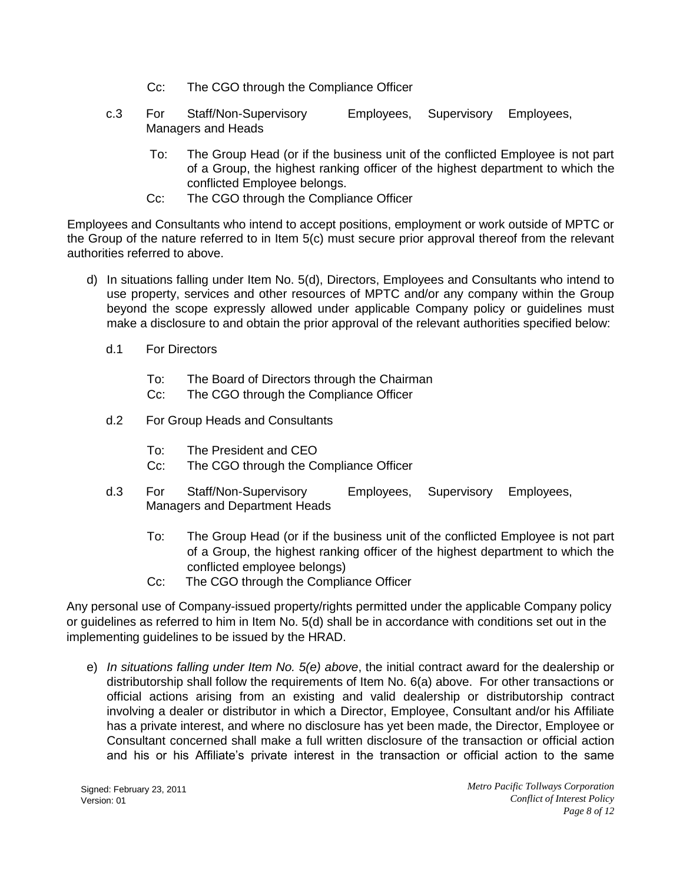Cc: The CGO through the Compliance Officer

c.3 For Staff/Non-Supervisory Employees, Supervisory Employees, Managers and Heads

To: The Group Head (or if the business unit of the conflicted Employee is not part of a Group, the highest ranking officer of the highest department to which the conflicted Employee belongs.

Cc: The CGO through the Compliance Officer

Employees and Consultants who intend to accept positions, employment or work outside of MPTC or the Group of the nature referred to in Item 5(c) must secure prior approval thereof from the relevant authorities referred to above.

d) In situations falling under Item No. 5(d), Directors, Employees and Consultants who intend to use property, services and other resources of MPTC and/or any company within the Group beyond the scope expressly allowed under applicable Company policy or guidelines must make a disclosure to and obtain the prior approval of the relevant authorities specified below:

d.1 For Directors

To: The Board of Directors through the Chairman

Cc: The CGO through the Compliance Officer

d.2 For Group Heads and Consultants

To: The President and CEO

Cc: The CGO through the Compliance Officer

d.3 For Staff/Non-Supervisory Employees, Supervisory Employees, Managers and Department Heads

To: The Group Head (or if the business unit of the conflicted Employee is not part of a Group, the highest ranking officer of the highest department to which the conflicted employee belongs)

Cc: The CGO through the Compliance Officer

Any personal use of Company-issued property/rights permitted under the applicable Company policy or guidelines as referred to him in Item No. 5(d) shall be in accordance with conditions set out in the implementing guidelines to be issued by the HRAD.

e) *In situations falling under Item No. 5(e) above*, the initial contract award for the dealership or distributorship shall follow the requirements of Item No. 6(a) above. For other transactions or official actions arising from an existing and valid dealership or distributorship contract involving a dealer or distributor in which a Director, Employee, Consultant and/or his Affiliate has a private interest, and where no disclosure has yet been made, the Director, Employee or Consultant concerned shall make a full written disclosure of the transaction or official action and his or his Affiliate's private interest in the transaction or official action to the same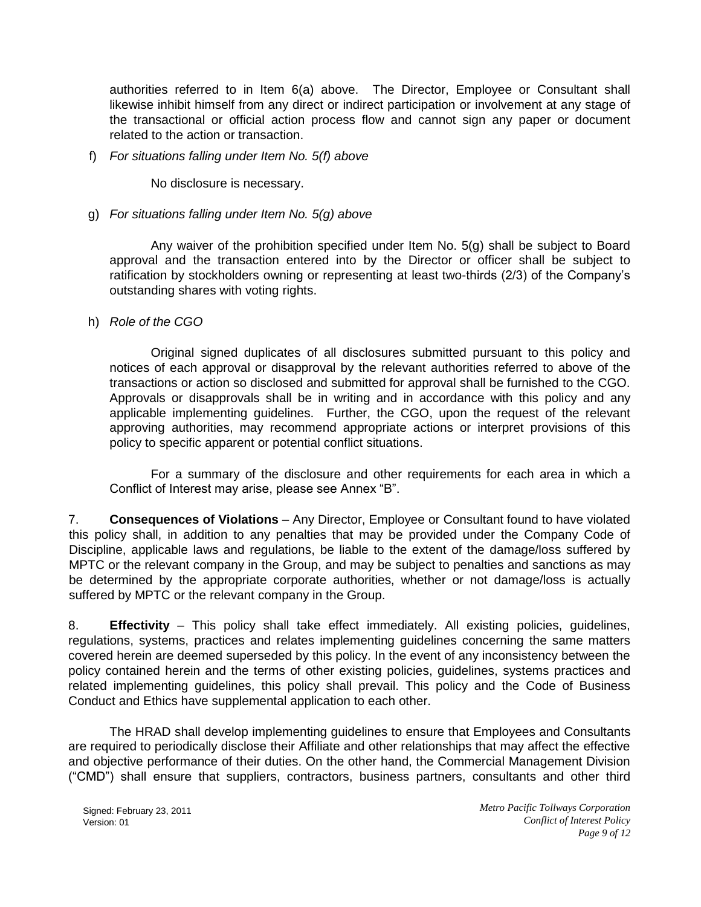authorities referred to in Item 6(a) above. The Director, Employee or Consultant shall likewise inhibit himself from any direct or indirect participation or involvement at any stage of the transactional or official action process flow and cannot sign any paper or document related to the action or transaction.

f) *For situations falling under Item No. 5(f) above*

No disclosure is necessary.

g) *For situations falling under Item No. 5(g) above*

Any waiver of the prohibition specified under Item No. 5(g) shall be subject to Board approval and the transaction entered into by the Director or officer shall be subject to ratification by stockholders owning or representing at least two-thirds (2/3) of the Company's outstanding shares with voting rights.

h) *Role of the CGO*

Original signed duplicates of all disclosures submitted pursuant to this policy and notices of each approval or disapproval by the relevant authorities referred to above of the transactions or action so disclosed and submitted for approval shall be furnished to the CGO. Approvals or disapprovals shall be in writing and in accordance with this policy and any applicable implementing guidelines. Further, the CGO, upon the request of the relevant approving authorities, may recommend appropriate actions or interpret provisions of this policy to specific apparent or potential conflict situations.

For a summary of the disclosure and other requirements for each area in which a Conflict of Interest may arise, please see Annex "B".

7. **Consequences of Violations** – Any Director, Employee or Consultant found to have violated this policy shall, in addition to any penalties that may be provided under the Company Code of Discipline, applicable laws and regulations, be liable to the extent of the damage/loss suffered by MPTC or the relevant company in the Group, and may be subject to penalties and sanctions as may be determined by the appropriate corporate authorities, whether or not damage/loss is actually suffered by MPTC or the relevant company in the Group.

8. **Effectivity** – This policy shall take effect immediately. All existing policies, guidelines, regulations, systems, practices and relates implementing guidelines concerning the same matters covered herein are deemed superseded by this policy. In the event of any inconsistency between the policy contained herein and the terms of other existing policies, guidelines, systems practices and related implementing guidelines, this policy shall prevail. This policy and the Code of Business Conduct and Ethics have supplemental application to each other.

The HRAD shall develop implementing guidelines to ensure that Employees and Consultants are required to periodically disclose their Affiliate and other relationships that may affect the effective and objective performance of their duties. On the other hand, the Commercial Management Division ("CMD") shall ensure that suppliers, contractors, business partners, consultants and other third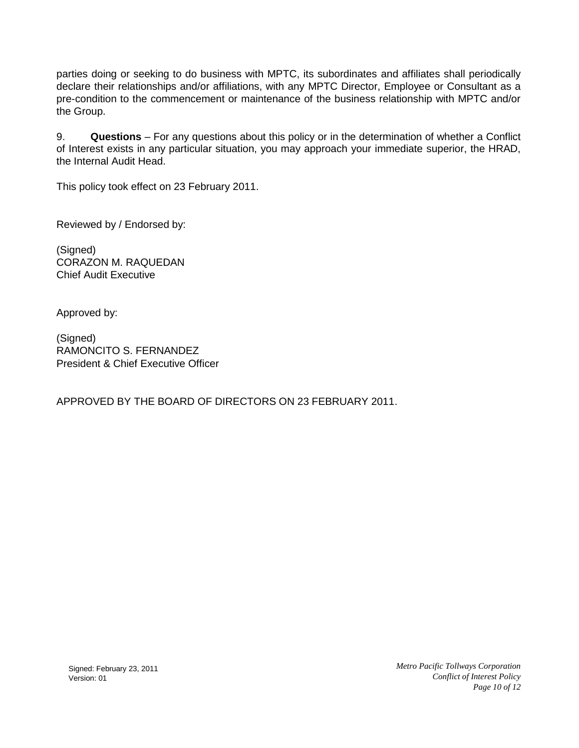parties doing or seeking to do business with MPTC, its subordinates and affiliates shall periodically declare their relationships and/or affiliations, with any MPTC Director, Employee or Consultant as a pre-condition to the commencement or maintenance of the business relationship with MPTC and/or the Group.

9. **Questions** – For any questions about this policy or in the determination of whether a Conflict of Interest exists in any particular situation, you may approach your immediate superior, the HRAD, the Internal Audit Head.

This policy took effect on 23 February 2011.

Reviewed by / Endorsed by:

(Signed)
CORAZON M. RAQUEDAN
Chief Audit Executive

Approved by:

(Signed)
RAMONCITO S. FERNANDEZ
President & Chief Executive Officer

APPROVED BY THE BOARD OF DIRECTORS ON 23 FEBRUARY 2011.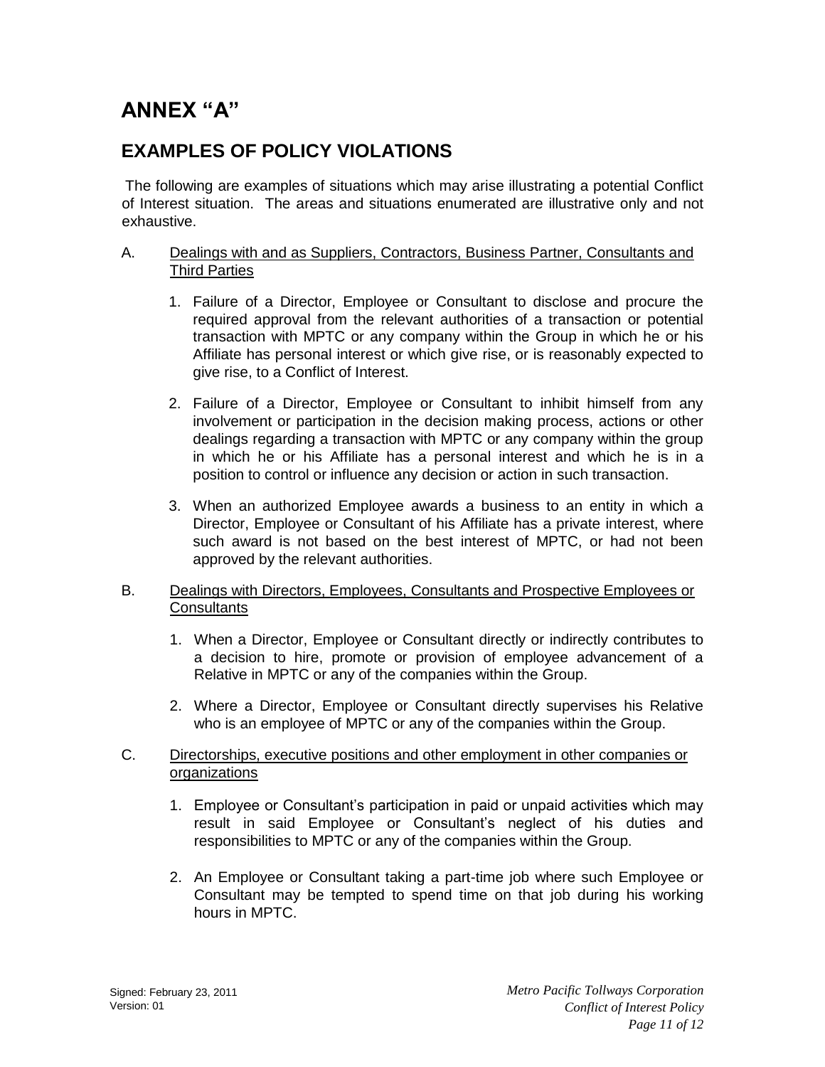# ANNEX "A"

## EXAMPLES OF POLICY VIOLATIONS

The following are examples of situations which may arise illustrating a potential Conflict of Interest situation. The areas and situations enumerated are illustrative only and not exhaustive.

A. Dealings with and as Suppliers, Contractors, Business Partner, Consultants and Third Parties

1. Failure of a Director, Employee or Consultant to disclose and procure the required approval from the relevant authorities of a transaction or potential transaction with MPTC or any company within the Group in which he or his Affiliate has personal interest or which give rise, or is reasonably expected to give rise, to a Conflict of Interest.

2. Failure of a Director, Employee or Consultant to inhibit himself from any involvement or participation in the decision making process, actions or other dealings regarding a transaction with MPTC or any company within the group in which he or his Affiliate has a personal interest and which he is in a position to control or influence any decision or action in such transaction.

3. When an authorized Employee awards a business to an entity in which a Director, Employee or Consultant of his Affiliate has a private interest, where such award is not based on the best interest of MPTC, or had not been approved by the relevant authorities.

B. Dealings with Directors, Employees, Consultants and Prospective Employees or Consultants

1. When a Director, Employee or Consultant directly or indirectly contributes to a decision to hire, promote or provision of employee advancement of a Relative in MPTC or any of the companies within the Group.

2. Where a Director, Employee or Consultant directly supervises his Relative who is an employee of MPTC or any of the companies within the Group.

C. Directorships, executive positions and other employment in other companies or organizations

1. Employee or Consultant's participation in paid or unpaid activities which may result in said Employee or Consultant's neglect of his duties and responsibilities to MPTC or any of the companies within the Group.

2. An Employee or Consultant taking a part-time job where such Employee or Consultant may be tempted to spend time on that job during his working hours in MPTC.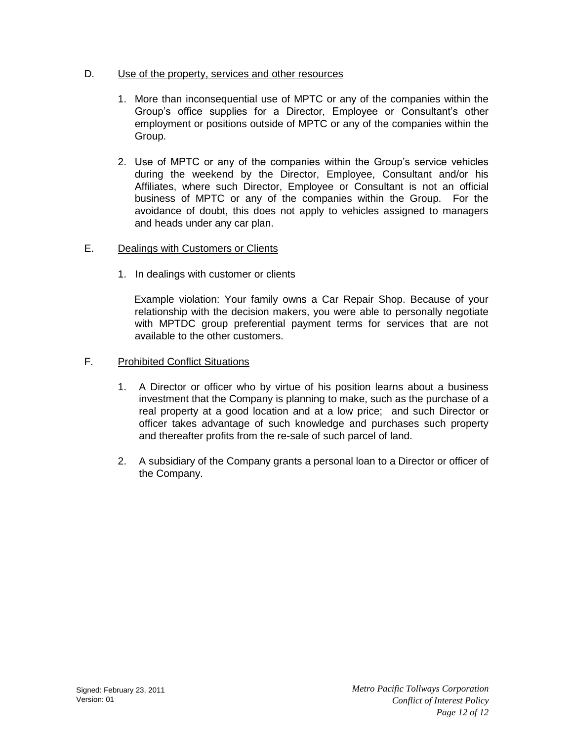D. Use of the property, services and other resources

1. More than inconsequential use of MPTC or any of the companies within the Group's office supplies for a Director, Employee or Consultant's other employment or positions outside of MPTC or any of the companies within the Group.

2. Use of MPTC or any of the companies within the Group's service vehicles during the weekend by the Director, Employee, Consultant and/or his Affiliates, where such Director, Employee or Consultant is not an official business of MPTC or any of the companies within the Group. For the avoidance of doubt, this does not apply to vehicles assigned to managers and heads under any car plan.

E. Dealings with Customers or Clients

1. In dealings with customer or clients

   Example violation: Your family owns a Car Repair Shop. Because of your relationship with the decision makers, you were able to personally negotiate with MPTDC group preferential payment terms for services that are not available to the other customers.

F. Prohibited Conflict Situations

1. A Director or officer who by virtue of his position learns about a business investment that the Company is planning to make, such as the purchase of a real property at a good location and at a low price; and such Director or officer takes advantage of such knowledge and purchases such property and thereafter profits from the re-sale of such parcel of land.

2. A subsidiary of the Company grants a personal loan to a Director or officer of the Company.